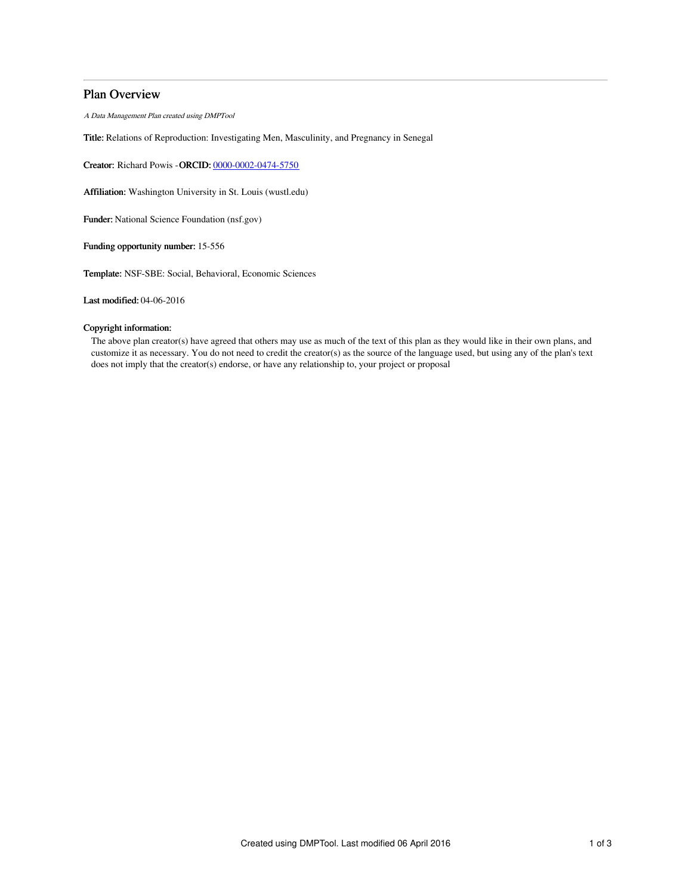## Plan Overview

*A Data Management Plan created using DMPTool*

**Title:** Relations of Reproduction: Investigating Men, Masculinity, and Pregnancy in Senegal

**Creator:** Richard Powis -**ORCID:** 0000-0002-0474-5750

**Affiliation:** Washington University in St. Louis (wustl.edu)

**Funder:** National Science Foundation (nsf.gov)

**Funding opportunity number:** 15-556

**Template:** NSF-SBE: Social, Behavioral, Economic Sciences

**Last modified:** 04-06-2016

**Copyright information:**

The above plan creator(s) have agreed that others may use as much of the text of this plan as they would like in their own plans, and customize it as necessary. You do not need to credit the creator(s) as the source of the language used, but using any of the plan's text does not imply that the creator(s) endorse, or have any relationship to, your project or proposal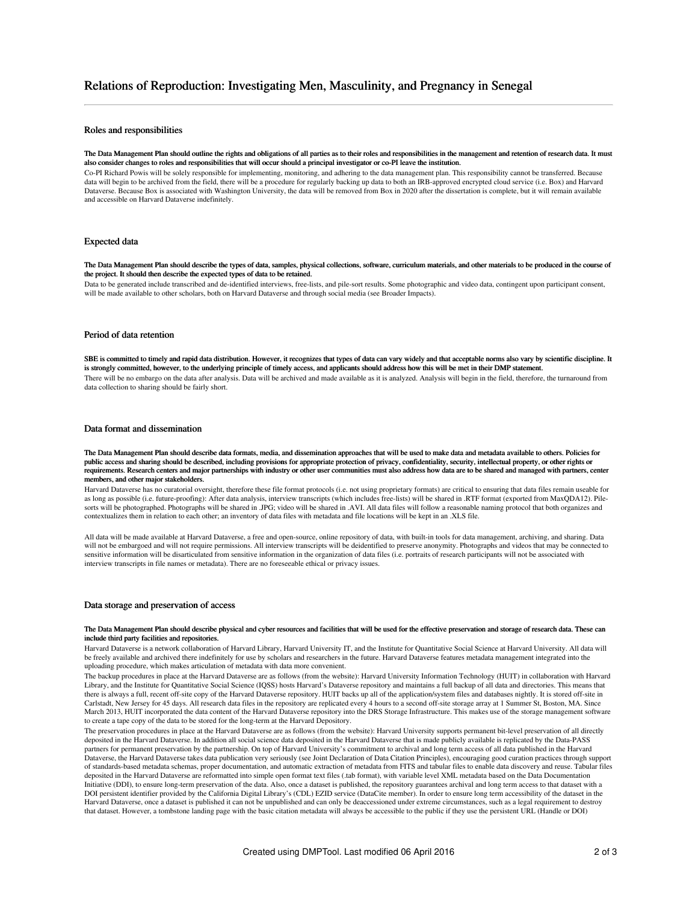# Relations of Reproduction: Investigating Men, Masculinity, and Pregnancy in Senegal

## Roles and responsibilities

**The Data Management Plan should outline the rights and obligations of all parties as to their roles and responsibilities in the management and retention of research data. It must also consider changes to roles and responsibilities that will occur should a principal investigator or co-PI leave the institution.**

Co-PI Richard Powis will be solely responsible for implementing, monitoring, and adhering to the data management plan. This responsibility cannot be transferred. Because data will begin to be archived from the field, there will be a procedure for regularly backing up data to both an IRB-approved encrypted cloud service (i.e. Box) and Harvard Dataverse. Because Box is associated with Washington University, the data will be removed from Box in 2020 after the dissertation is complete, but it will remain available and accessible on Harvard Dataverse indefinitely.

## Expected data

**The Data Management Plan should describe the types of data, samples, physical collections, software, curriculum materials, and other materials to be produced in the course of the project. It should then describe the expected types of data to be retained.**

Data to be generated include transcribed and de-identified interviews, free-lists, and pile-sort results. Some photographic and video data, contingent upon participant consent, will be made available to other scholars, both on Harvard Dataverse and through social media (see Broader Impacts).

## Period of data retention

**SBE is committed to timely and rapid data distribution. However, it recognizes that types of data can vary widely and that acceptable norms also vary by scientific discipline. It is strongly committed, however, to the underlying principle of timely access, and applicants should address how this will be met in their DMP statement.**

There will be no embargo on the data after analysis. Data will be archived and made available as it is analyzed. Analysis will begin in the field, therefore, the turnaround from data collection to sharing should be fairly short.

## Data format and dissemination

**The Data Management Plan should describe data formats, media, and dissemination approaches that will be used to make data and metadata available to others. Policies for public access and sharing should be described, including provisions for appropriate protection of privacy, confidentiality, security, intellectual property, or other rights or requirements. Research centers and major partnerships with industry or other user communities must also address how data are to be shared and managed with partners, center members, and other major stakeholders.**

Harvard Dataverse has no curatorial oversight, therefore these file format protocols (i.e. not using proprietary formats) are critical to ensuring that data files remain useable for as long as possible (i.e. future-proofing): After data analysis, interview transcripts (which includes free-lists) will be shared in .RTF format (exported from MaxQDA12). Pile-sorts will be photographed. Photographs will be shared in .JPG; video will be shared in .AVI. All data files will follow a reasonable naming protocol that both organizes and contextualizes them in relation to each other; an inventory of data files with metadata and file locations will be kept in an .XLS file.

All data will be made available at Harvard Dataverse, a free and open-source, online repository of data, with built-in tools for data management, archiving, and sharing. Data will not be embargoed and will not require permissions. All interview transcripts will be deidentified to preserve anonymity. Photographs and videos that may be connected to sensitive information will be disarticulated from sensitive information in the organization of data files (i.e. portraits of research participants will not be associated with interview transcripts in file names or metadata). There are no foreseeable ethical or privacy issues.

## Data storage and preservation of access

**The Data Management Plan should describe physical and cyber resources and facilities that will be used for the effective preservation and storage of research data. These can include third party facilities and repositories.**

Harvard Dataverse is a network collaboration of Harvard Library, Harvard University IT, and the Institute for Quantitative Social Science at Harvard University. All data will be freely available and archived there indefinitely for use by scholars and researchers in the future. Harvard Dataverse features metadata management integrated into the uploading procedure, which makes articulation of metadata with data more convenient.

The backup procedures in place at the Harvard Dataverse are as follows (from the website): Harvard University Information Technology (HUIT) in collaboration with Harvard Library, and the Institute for Quantitative Social Science (IQSS) hosts Harvard's Dataverse repository and maintains a full backup of all data and directories. This means that there is always a full, recent off-site copy of the Harvard Dataverse repository. HUIT backs up all of the application/system files and databases nightly. It is stored off-site in Carlstadt, New Jersey for 45 days. All research data files in the repository are replicated every 4 hours to a second off-site storage array at 1 Summer St, Boston, MA. Since March 2013, HUIT incorporated the data content of the Harvard Dataverse repository into the DRS Storage Infrastructure. This makes use of the storage management software to create a tape copy of the data to be stored for the long-term at the Harvard Depository.

The preservation procedures in place at the Harvard Dataverse are as follows (from the website): Harvard University supports permanent bit-level preservation of all directly deposited in the Harvard Dataverse. In addition all social science data deposited in the Harvard Dataverse that is made publicly available is replicated by the Data-PASS partners for permanent preservation by the partnership. On top of Harvard University's commitment to archival and long term access of all data published in the Harvard Dataverse, the Harvard Dataverse takes data publication very seriously (see Joint Declaration of Data Citation Principles), encouraging good curation practices through support of standards-based metadata schemas, proper documentation, and automatic extraction of metadata from FITS and tabular files to enable data discovery and reuse. Tabular files deposited in the Harvard Dataverse are reformatted into simple open format text files (.tab format), with variable level XML metadata based on the Data Documentation Initiative (DDI), to ensure long-term preservation of the data. Also, once a dataset is published, the repository guarantees archival and long term access to that dataset with a DOI persistent identifier provided by the California Digital Library's (CDL) EZID service (DataCite member). In order to ensure long term accessibility of the dataset in the Harvard Dataverse, once a dataset is published it can not be unpublished and can only be deaccessioned under extreme circumstances, such as a legal requirement to destroy that dataset. However, a tombstone landing page with the basic citation metadata will always be accessible to the public if they use the persistent URL (Handle or DOI)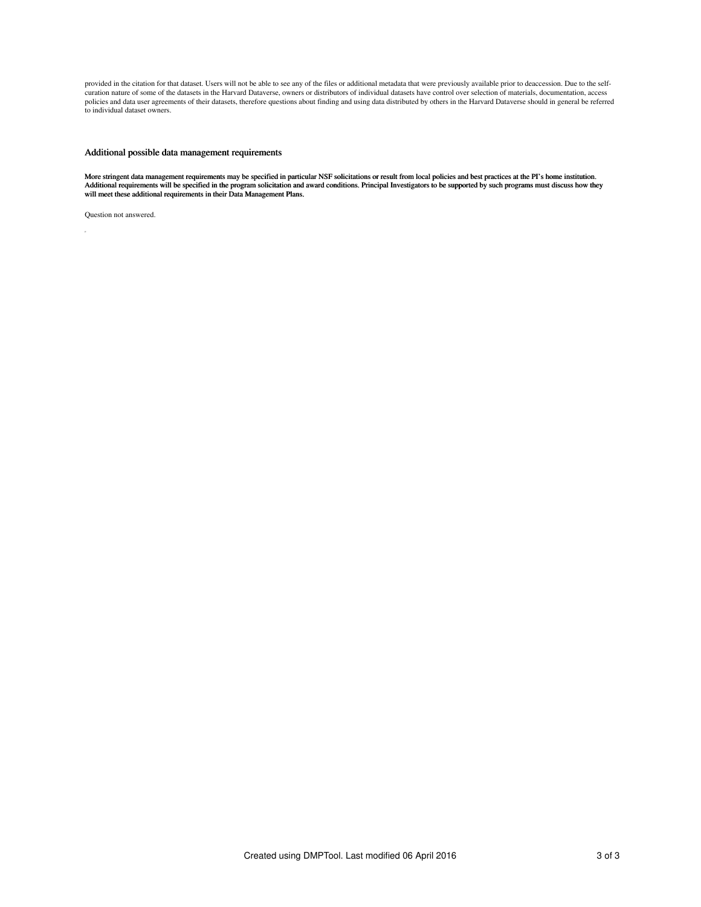provided in the citation for that dataset. Users will not be able to see any of the files or additional metadata that were previously available prior to deaccession. Due to the self-curation nature of some of the datasets in the Harvard Dataverse, owners or distributors of individual datasets have control over selection of materials, documentation, access policies and data user agreements of their datasets, therefore questions about finding and using data distributed by others in the Harvard Dataverse should in general be referred to individual dataset owners.

## Additional possible data management requirements

**More stringent data management requirements may be specified in particular NSF solicitations or result from local policies and best practices at the PI's home institution. Additional requirements will be specified in the program solicitation and award conditions. Principal Investigators to be supported by such programs must discuss how they will meet these additional requirements in their Data Management Plans.**

Question not answered.

Created using DMPTool. Last modified 06 April 2016